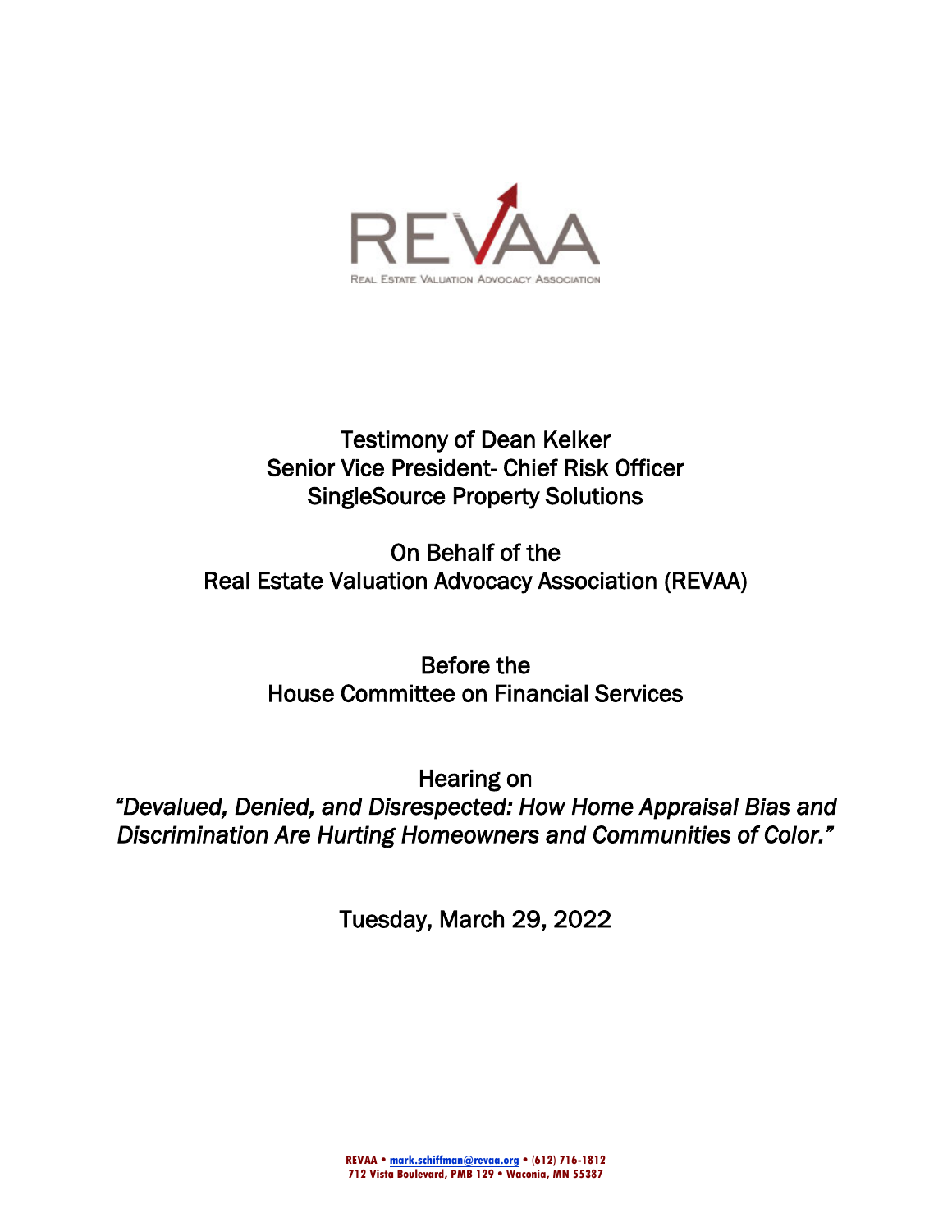REVAA

Real Estate Valuation Advocacy Association

Testimony of Dean Kelker
Senior Vice President- Chief Risk Officer
SingleSource Property Solutions

On Behalf of the
Real Estate Valuation Advocacy Association (REVAA)

Before the
House Committee on Financial Services

Hearing on
*"Devalued, Denied, and Disrespected: How Home Appraisal Bias and Discrimination Are Hurting Homeowners and Communities of Color."*

Tuesday, March 29, 2022

**REVAA • mark.schiffman@revaa.org • (612) 716-1812**
**712 Vista Boulevard, PMB 129 • Waconia, MN 55387**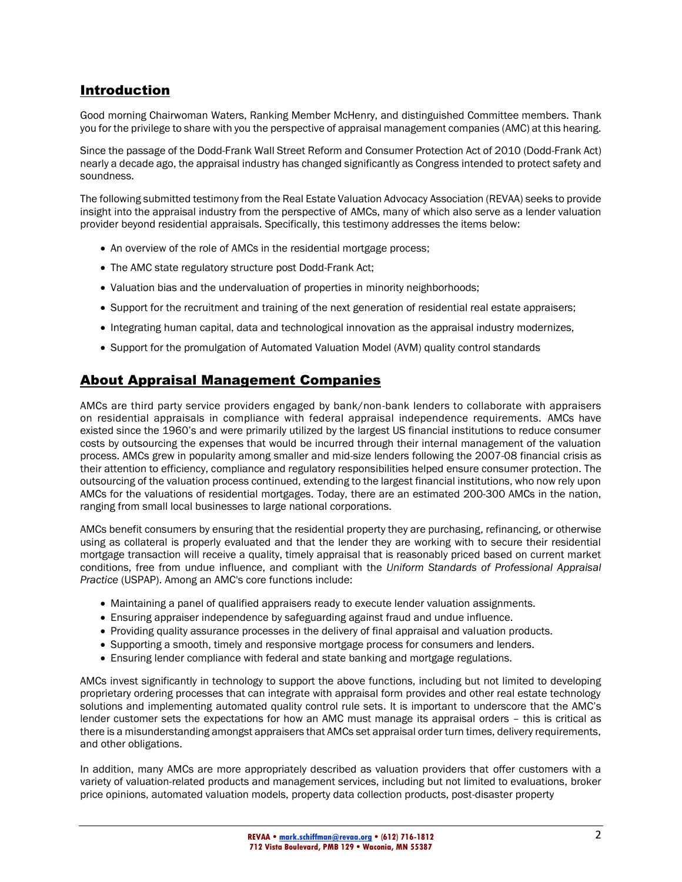## Introduction

Good morning Chairwoman Waters, Ranking Member McHenry, and distinguished Committee members. Thank you for the privilege to share with you the perspective of appraisal management companies (AMC) at this hearing.

Since the passage of the Dodd-Frank Wall Street Reform and Consumer Protection Act of 2010 (Dodd-Frank Act) nearly a decade ago, the appraisal industry has changed significantly as Congress intended to protect safety and soundness.

The following submitted testimony from the Real Estate Valuation Advocacy Association (REVAA) seeks to provide insight into the appraisal industry from the perspective of AMCs, many of which also serve as a lender valuation provider beyond residential appraisals. Specifically, this testimony addresses the items below:

- An overview of the role of AMCs in the residential mortgage process;
- The AMC state regulatory structure post Dodd-Frank Act;
- Valuation bias and the undervaluation of properties in minority neighborhoods;
- Support for the recruitment and training of the next generation of residential real estate appraisers;
- Integrating human capital, data and technological innovation as the appraisal industry modernizes,
- Support for the promulgation of Automated Valuation Model (AVM) quality control standards

## About Appraisal Management Companies

AMCs are third party service providers engaged by bank/non-bank lenders to collaborate with appraisers on residential appraisals in compliance with federal appraisal independence requirements. AMCs have existed since the 1960's and were primarily utilized by the largest US financial institutions to reduce consumer costs by outsourcing the expenses that would be incurred through their internal management of the valuation process. AMCs grew in popularity among smaller and mid-size lenders following the 2007-08 financial crisis as their attention to efficiency, compliance and regulatory responsibilities helped ensure consumer protection. The outsourcing of the valuation process continued, extending to the largest financial institutions, who now rely upon AMCs for the valuations of residential mortgages. Today, there are an estimated 200-300 AMCs in the nation, ranging from small local businesses to large national corporations.

AMCs benefit consumers by ensuring that the residential property they are purchasing, refinancing, or otherwise using as collateral is properly evaluated and that the lender they are working with to secure their residential mortgage transaction will receive a quality, timely appraisal that is reasonably priced based on current market conditions, free from undue influence, and compliant with the *Uniform Standards of Professional Appraisal Practice* (USPAP). Among an AMC's core functions include:

- Maintaining a panel of qualified appraisers ready to execute lender valuation assignments.
- Ensuring appraiser independence by safeguarding against fraud and undue influence.
- Providing quality assurance processes in the delivery of final appraisal and valuation products.
- Supporting a smooth, timely and responsive mortgage process for consumers and lenders.
- Ensuring lender compliance with federal and state banking and mortgage regulations.

AMCs invest significantly in technology to support the above functions, including but not limited to developing proprietary ordering processes that can integrate with appraisal form provides and other real estate technology solutions and implementing automated quality control rule sets. It is important to underscore that the AMC's lender customer sets the expectations for how an AMC must manage its appraisal orders – this is critical as there is a misunderstanding amongst appraisers that AMCs set appraisal order turn times, delivery requirements, and other obligations.

In addition, many AMCs are more appropriately described as valuation providers that offer customers with a variety of valuation-related products and management services, including but not limited to evaluations, broker price opinions, automated valuation models, property data collection products, post-disaster property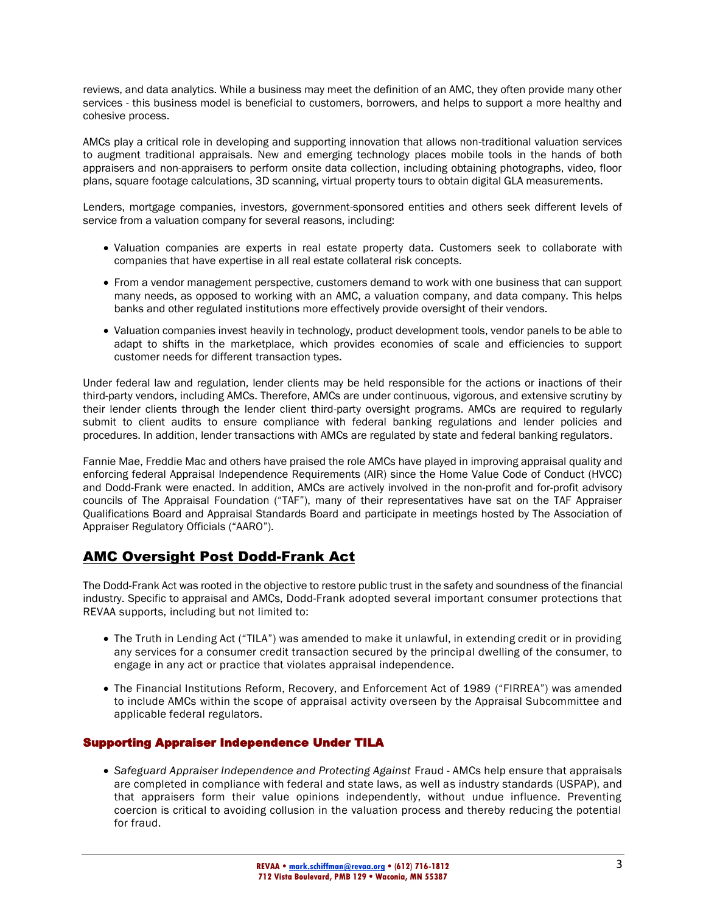reviews, and data analytics. While a business may meet the definition of an AMC, they often provide many other services - this business model is beneficial to customers, borrowers, and helps to support a more healthy and cohesive process.

AMCs play a critical role in developing and supporting innovation that allows non-traditional valuation services to augment traditional appraisals. New and emerging technology places mobile tools in the hands of both appraisers and non-appraisers to perform onsite data collection, including obtaining photographs, video, floor plans, square footage calculations, 3D scanning, virtual property tours to obtain digital GLA measurements.

Lenders, mortgage companies, investors, government-sponsored entities and others seek different levels of service from a valuation company for several reasons, including:

- Valuation companies are experts in real estate property data. Customers seek to collaborate with companies that have expertise in all real estate collateral risk concepts.
- From a vendor management perspective, customers demand to work with one business that can support many needs, as opposed to working with an AMC, a valuation company, and data company. This helps banks and other regulated institutions more effectively provide oversight of their vendors.
- Valuation companies invest heavily in technology, product development tools, vendor panels to be able to adapt to shifts in the marketplace, which provides economies of scale and efficiencies to support customer needs for different transaction types.

Under federal law and regulation, lender clients may be held responsible for the actions or inactions of their third-party vendors, including AMCs. Therefore, AMCs are under continuous, vigorous, and extensive scrutiny by their lender clients through the lender client third-party oversight programs. AMCs are required to regularly submit to client audits to ensure compliance with federal banking regulations and lender policies and procedures. In addition, lender transactions with AMCs are regulated by state and federal banking regulators.

Fannie Mae, Freddie Mac and others have praised the role AMCs have played in improving appraisal quality and enforcing federal Appraisal Independence Requirements (AIR) since the Home Value Code of Conduct (HVCC) and Dodd-Frank were enacted. In addition, AMCs are actively involved in the non-profit and for-profit advisory councils of The Appraisal Foundation ("TAF"), many of their representatives have sat on the TAF Appraiser Qualifications Board and Appraisal Standards Board and participate in meetings hosted by The Association of Appraiser Regulatory Officials ("AARO").

## AMC Oversight Post Dodd-Frank Act

The Dodd-Frank Act was rooted in the objective to restore public trust in the safety and soundness of the financial industry. Specific to appraisal and AMCs, Dodd-Frank adopted several important consumer protections that REVAA supports, including but not limited to:

- The Truth in Lending Act ("TILA") was amended to make it unlawful, in extending credit or in providing any services for a consumer credit transaction secured by the principal dwelling of the consumer, to engage in any act or practice that violates appraisal independence.
- The Financial Institutions Reform, Recovery, and Enforcement Act of 1989 ("FIRREA") was amended to include AMCs within the scope of appraisal activity overseen by the Appraisal Subcommittee and applicable federal regulators.

### Supporting Appraiser Independence Under TILA

- *Safeguard Appraiser Independence and Protecting Against* Fraud - AMCs help ensure that appraisals are completed in compliance with federal and state laws, as well as industry standards (USPAP), and that appraisers form their value opinions independently, without undue influence. Preventing coercion is critical to avoiding collusion in the valuation process and thereby reducing the potential for fraud.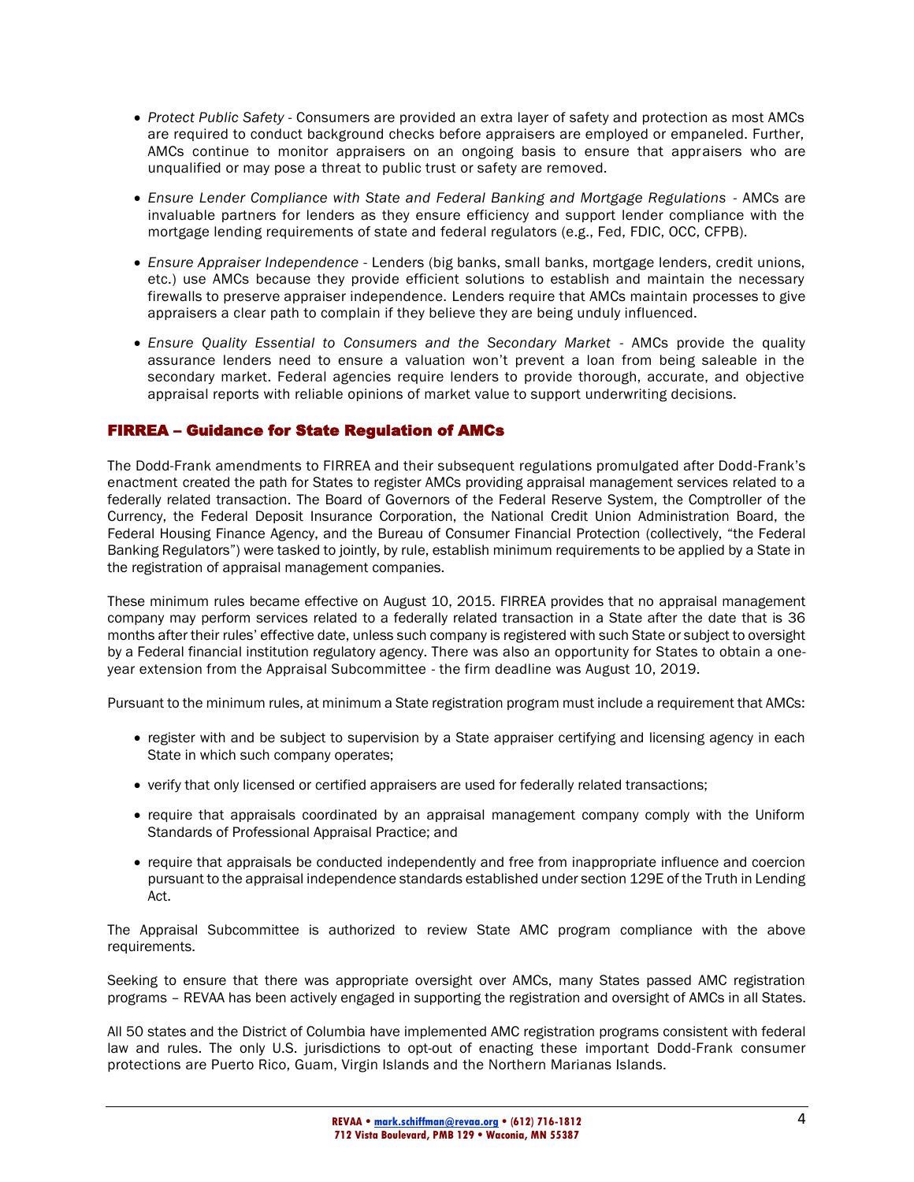- *Protect Public Safety* - Consumers are provided an extra layer of safety and protection as most AMCs are required to conduct background checks before appraisers are employed or empaneled. Further, AMCs continue to monitor appraisers on an ongoing basis to ensure that appraisers who are unqualified or may pose a threat to public trust or safety are removed.

- *Ensure Lender Compliance with State and Federal Banking and Mortgage Regulations* - AMCs are invaluable partners for lenders as they ensure efficiency and support lender compliance with the mortgage lending requirements of state and federal regulators (e.g., Fed, FDIC, OCC, CFPB).

- *Ensure Appraiser Independence* - Lenders (big banks, small banks, mortgage lenders, credit unions, etc.) use AMCs because they provide efficient solutions to establish and maintain the necessary firewalls to preserve appraiser independence. Lenders require that AMCs maintain processes to give appraisers a clear path to complain if they believe they are being unduly influenced.

- *Ensure Quality Essential to Consumers and the Secondary Market* - AMCs provide the quality assurance lenders need to ensure a valuation won't prevent a loan from being saleable in the secondary market. Federal agencies require lenders to provide thorough, accurate, and objective appraisal reports with reliable opinions of market value to support underwriting decisions.

## FIRREA – Guidance for State Regulation of AMCs

The Dodd-Frank amendments to FIRREA and their subsequent regulations promulgated after Dodd-Frank's enactment created the path for States to register AMCs providing appraisal management services related to a federally related transaction. The Board of Governors of the Federal Reserve System, the Comptroller of the Currency, the Federal Deposit Insurance Corporation, the National Credit Union Administration Board, the Federal Housing Finance Agency, and the Bureau of Consumer Financial Protection (collectively, "the Federal Banking Regulators") were tasked to jointly, by rule, establish minimum requirements to be applied by a State in the registration of appraisal management companies.

These minimum rules became effective on August 10, 2015. FIRREA provides that no appraisal management company may perform services related to a federally related transaction in a State after the date that is 36 months after their rules' effective date, unless such company is registered with such State or subject to oversight by a Federal financial institution regulatory agency. There was also an opportunity for States to obtain a one-year extension from the Appraisal Subcommittee - the firm deadline was August 10, 2019.

Pursuant to the minimum rules, at minimum a State registration program must include a requirement that AMCs:

- register with and be subject to supervision by a State appraiser certifying and licensing agency in each State in which such company operates;

- verify that only licensed or certified appraisers are used for federally related transactions;

- require that appraisals coordinated by an appraisal management company comply with the Uniform Standards of Professional Appraisal Practice; and

- require that appraisals be conducted independently and free from inappropriate influence and coercion pursuant to the appraisal independence standards established under section 129E of the Truth in Lending Act.

The Appraisal Subcommittee is authorized to review State AMC program compliance with the above requirements.

Seeking to ensure that there was appropriate oversight over AMCs, many States passed AMC registration programs – REVAA has been actively engaged in supporting the registration and oversight of AMCs in all States.

All 50 states and the District of Columbia have implemented AMC registration programs consistent with federal law and rules. The only U.S. jurisdictions to opt-out of enacting these important Dodd-Frank consumer protections are Puerto Rico, Guam, Virgin Islands and the Northern Marianas Islands.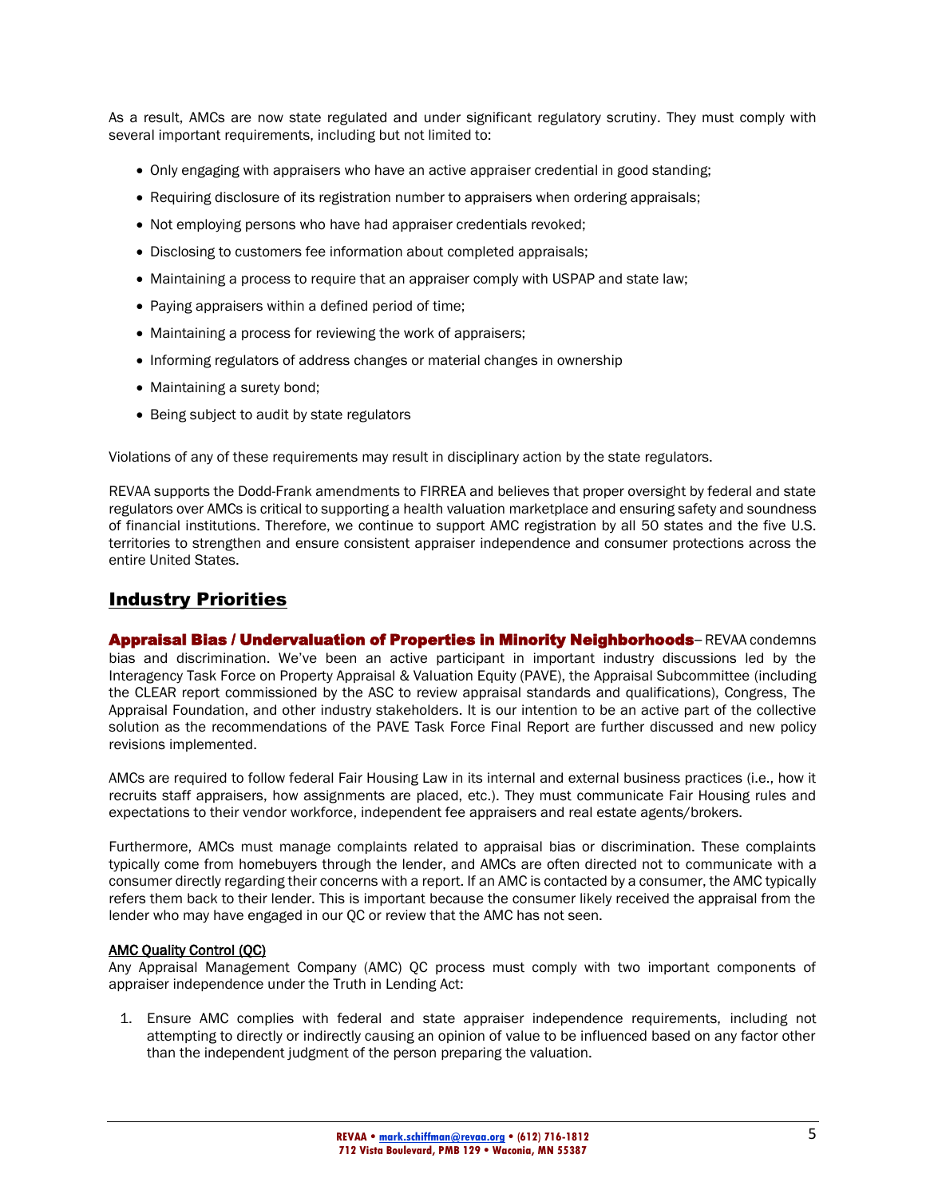As a result, AMCs are now state regulated and under significant regulatory scrutiny. They must comply with several important requirements, including but not limited to:

- Only engaging with appraisers who have an active appraiser credential in good standing;
- Requiring disclosure of its registration number to appraisers when ordering appraisals;
- Not employing persons who have had appraiser credentials revoked;
- Disclosing to customers fee information about completed appraisals;
- Maintaining a process to require that an appraiser comply with USPAP and state law;
- Paying appraisers within a defined period of time;
- Maintaining a process for reviewing the work of appraisers;
- Informing regulators of address changes or material changes in ownership
- Maintaining a surety bond;
- Being subject to audit by state regulators

Violations of any of these requirements may result in disciplinary action by the state regulators.

REVAA supports the Dodd-Frank amendments to FIRREA and believes that proper oversight by federal and state regulators over AMCs is critical to supporting a health valuation marketplace and ensuring safety and soundness of financial institutions. Therefore, we continue to support AMC registration by all 50 states and the five U.S. territories to strengthen and ensure consistent appraiser independence and consumer protections across the entire United States.

## Industry Priorities

**Appraisal Bias / Undervaluation of Properties in Minority Neighborhoods**– REVAA condemns bias and discrimination. We've been an active participant in important industry discussions led by the Interagency Task Force on Property Appraisal & Valuation Equity (PAVE), the Appraisal Subcommittee (including the CLEAR report commissioned by the ASC to review appraisal standards and qualifications), Congress, The Appraisal Foundation, and other industry stakeholders. It is our intention to be an active part of the collective solution as the recommendations of the PAVE Task Force Final Report are further discussed and new policy revisions implemented.

AMCs are required to follow federal Fair Housing Law in its internal and external business practices (i.e., how it recruits staff appraisers, how assignments are placed, etc.). They must communicate Fair Housing rules and expectations to their vendor workforce, independent fee appraisers and real estate agents/brokers.

Furthermore, AMCs must manage complaints related to appraisal bias or discrimination. These complaints typically come from homebuyers through the lender, and AMCs are often directed not to communicate with a consumer directly regarding their concerns with a report. If an AMC is contacted by a consumer, the AMC typically refers them back to their lender. This is important because the consumer likely received the appraisal from the lender who may have engaged in our QC or review that the AMC has not seen.

**AMC Quality Control (QC)**

Any Appraisal Management Company (AMC) QC process must comply with two important components of appraiser independence under the Truth in Lending Act:

1. Ensure AMC complies with federal and state appraiser independence requirements, including not attempting to directly or indirectly causing an opinion of value to be influenced based on any factor other than the independent judgment of the person preparing the valuation.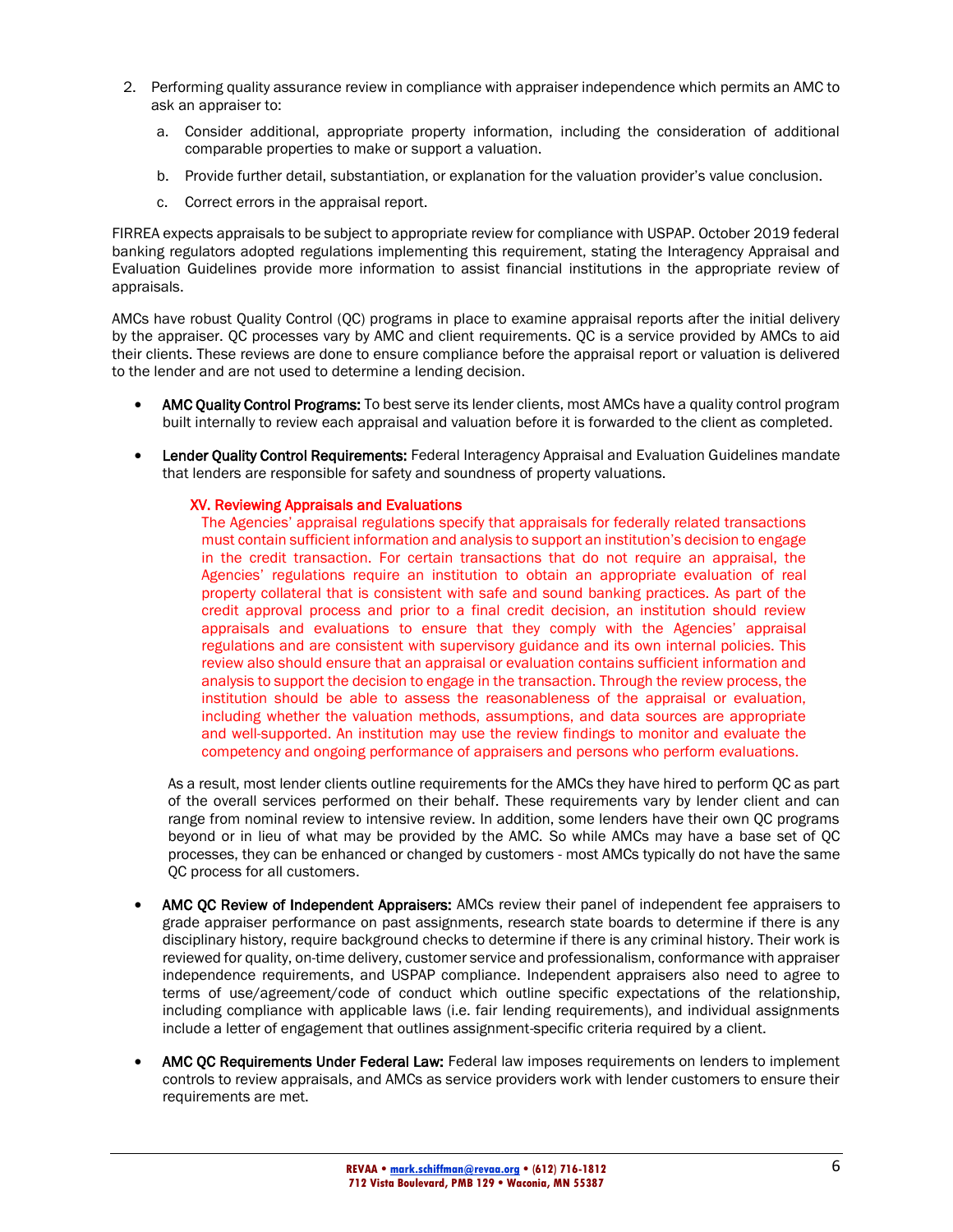2. Performing quality assurance review in compliance with appraiser independence which permits an AMC to ask an appraiser to:

   a. Consider additional, appropriate property information, including the consideration of additional comparable properties to make or support a valuation.

   b. Provide further detail, substantiation, or explanation for the valuation provider's value conclusion.

   c. Correct errors in the appraisal report.

FIRREA expects appraisals to be subject to appropriate review for compliance with USPAP. October 2019 federal banking regulators adopted regulations implementing this requirement, stating the Interagency Appraisal and Evaluation Guidelines provide more information to assist financial institutions in the appropriate review of appraisals.

AMCs have robust Quality Control (QC) programs in place to examine appraisal reports after the initial delivery by the appraiser. QC processes vary by AMC and client requirements. QC is a service provided by AMCs to aid their clients. These reviews are done to ensure compliance before the appraisal report or valuation is delivered to the lender and are not used to determine a lending decision.

- **AMC Quality Control Programs:** To best serve its lender clients, most AMCs have a quality control program built internally to review each appraisal and valuation before it is forwarded to the client as completed.

- **Lender Quality Control Requirements:** Federal Interagency Appraisal and Evaluation Guidelines mandate that lenders are responsible for safety and soundness of property valuations.

  **XV. Reviewing Appraisals and Evaluations**

  The Agencies' appraisal regulations specify that appraisals for federally related transactions must contain sufficient information and analysis to support an institution's decision to engage in the credit transaction. For certain transactions that do not require an appraisal, the Agencies' regulations require an institution to obtain an appropriate evaluation of real property collateral that is consistent with safe and sound banking practices. As part of the credit approval process and prior to a final credit decision, an institution should review appraisals and evaluations to ensure that they comply with the Agencies' appraisal regulations and are consistent with supervisory guidance and its own internal policies. This review also should ensure that an appraisal or evaluation contains sufficient information and analysis to support the decision to engage in the transaction. Through the review process, the institution should be able to assess the reasonableness of the appraisal or evaluation, including whether the valuation methods, assumptions, and data sources are appropriate and well-supported. An institution may use the review findings to monitor and evaluate the competency and ongoing performance of appraisers and persons who perform evaluations.

  As a result, most lender clients outline requirements for the AMCs they have hired to perform QC as part of the overall services performed on their behalf. These requirements vary by lender client and can range from nominal review to intensive review. In addition, some lenders have their own QC programs beyond or in lieu of what may be provided by the AMC. So while AMCs may have a base set of QC processes, they can be enhanced or changed by customers - most AMCs typically do not have the same QC process for all customers.

- **AMC QC Review of Independent Appraisers:** AMCs review their panel of independent fee appraisers to grade appraiser performance on past assignments, research state boards to determine if there is any disciplinary history, require background checks to determine if there is any criminal history. Their work is reviewed for quality, on-time delivery, customer service and professionalism, conformance with appraiser independence requirements, and USPAP compliance. Independent appraisers also need to agree to terms of use/agreement/code of conduct which outline specific expectations of the relationship, including compliance with applicable laws (i.e. fair lending requirements), and individual assignments include a letter of engagement that outlines assignment-specific criteria required by a client.

- **AMC QC Requirements Under Federal Law:** Federal law imposes requirements on lenders to implement controls to review appraisals, and AMCs as service providers work with lender customers to ensure their requirements are met.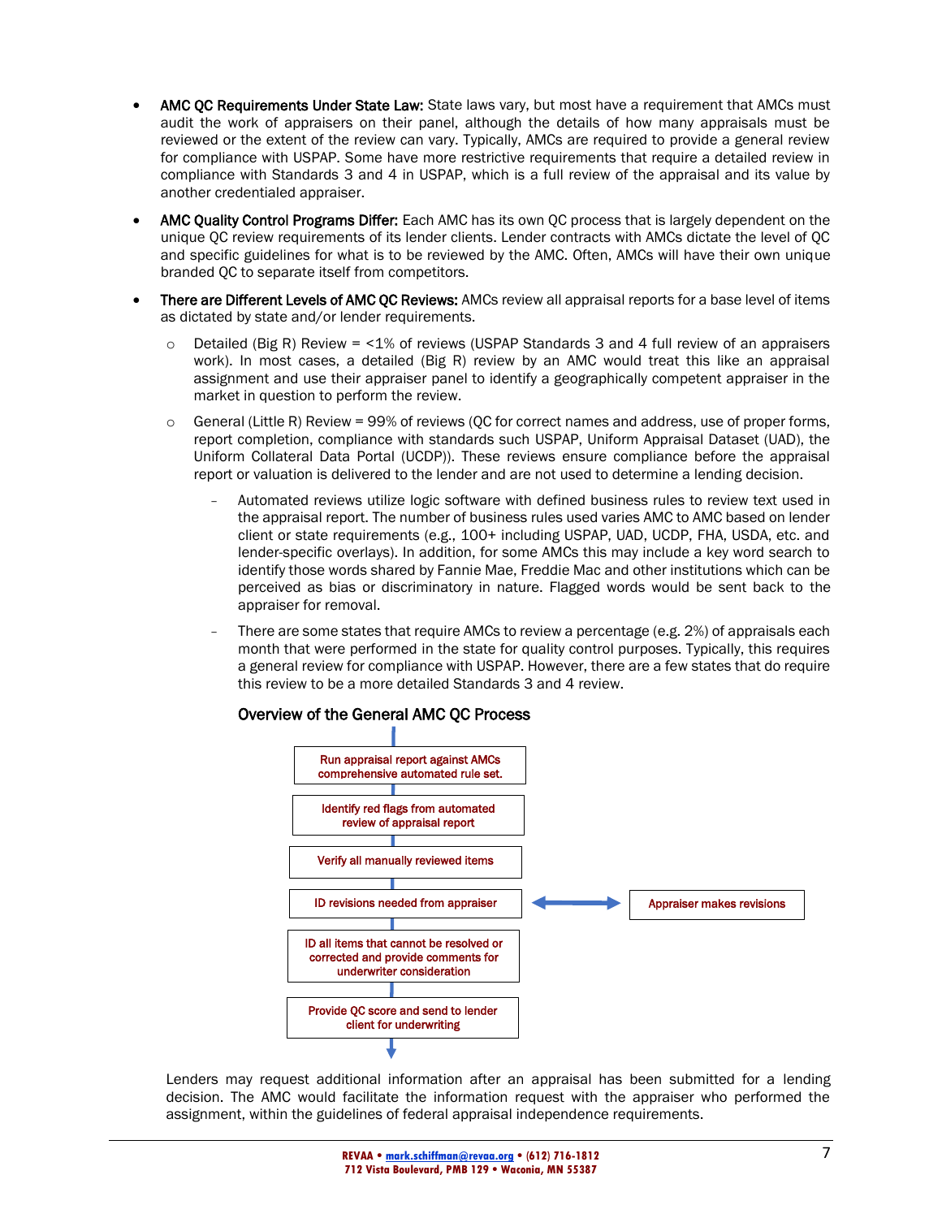- **AMC QC Requirements Under State Law:** State laws vary, but most have a requirement that AMCs must audit the work of appraisers on their panel, although the details of how many appraisals must be reviewed or the extent of the review can vary. Typically, AMCs are required to provide a general review for compliance with USPAP. Some have more restrictive requirements that require a detailed review in compliance with Standards 3 and 4 in USPAP, which is a full review of the appraisal and its value by another credentialed appraiser.

- **AMC Quality Control Programs Differ:** Each AMC has its own QC process that is largely dependent on the unique QC review requirements of its lender clients. Lender contracts with AMCs dictate the level of QC and specific guidelines for what is to be reviewed by the AMC. Often, AMCs will have their own unique branded QC to separate itself from competitors.

- **There are Different Levels of AMC QC Reviews:** AMCs review all appraisal reports for a base level of items as dictated by state and/or lender requirements.
  - Detailed (Big R) Review = <1% of reviews (USPAP Standards 3 and 4 full review of an appraisers work). In most cases, a detailed (Big R) review by an AMC would treat this like an appraisal assignment and use their appraiser panel to identify a geographically competent appraiser in the market in question to perform the review.
  - General (Little R) Review = 99% of reviews (QC for correct names and address, use of proper forms, report completion, compliance with standards such USPAP, Uniform Appraisal Dataset (UAD), the Uniform Collateral Data Portal (UCDP)). These reviews ensure compliance before the appraisal report or valuation is delivered to the lender and are not used to determine a lending decision.
    - Automated reviews utilize logic software with defined business rules to review text used in the appraisal report. The number of business rules used varies AMC to AMC based on lender client or state requirements (e.g., 100+ including USPAP, UAD, UCDP, FHA, USDA, etc. and lender-specific overlays). In addition, for some AMCs this may include a key word search to identify those words shared by Fannie Mae, Freddie Mac and other institutions which can be perceived as bias or discriminatory in nature. Flagged words would be sent back to the appraiser for removal.
    - There are some states that require AMCs to review a percentage (e.g. 2%) of appraisals each month that were performed in the state for quality control purposes. Typically, this requires a general review for compliance with USPAP. However, there are a few states that do require this review to be a more detailed Standards 3 and 4 review.

**Overview of the General AMC QC Process**

1. Run appraisal report against AMCs comprehensive automated rule set.
2. Identify red flags from automated review of appraisal report
3. Verify all manually reviewed items
4. ID revisions needed from appraiser ↔ Appraiser makes revisions
5. ID all items that cannot be resolved or corrected and provide comments for underwriter consideration
6. Provide QC score and send to lender client for underwriting

Lenders may request additional information after an appraisal has been submitted for a lending decision. The AMC would facilitate the information request with the appraiser who performed the assignment, within the guidelines of federal appraisal independence requirements.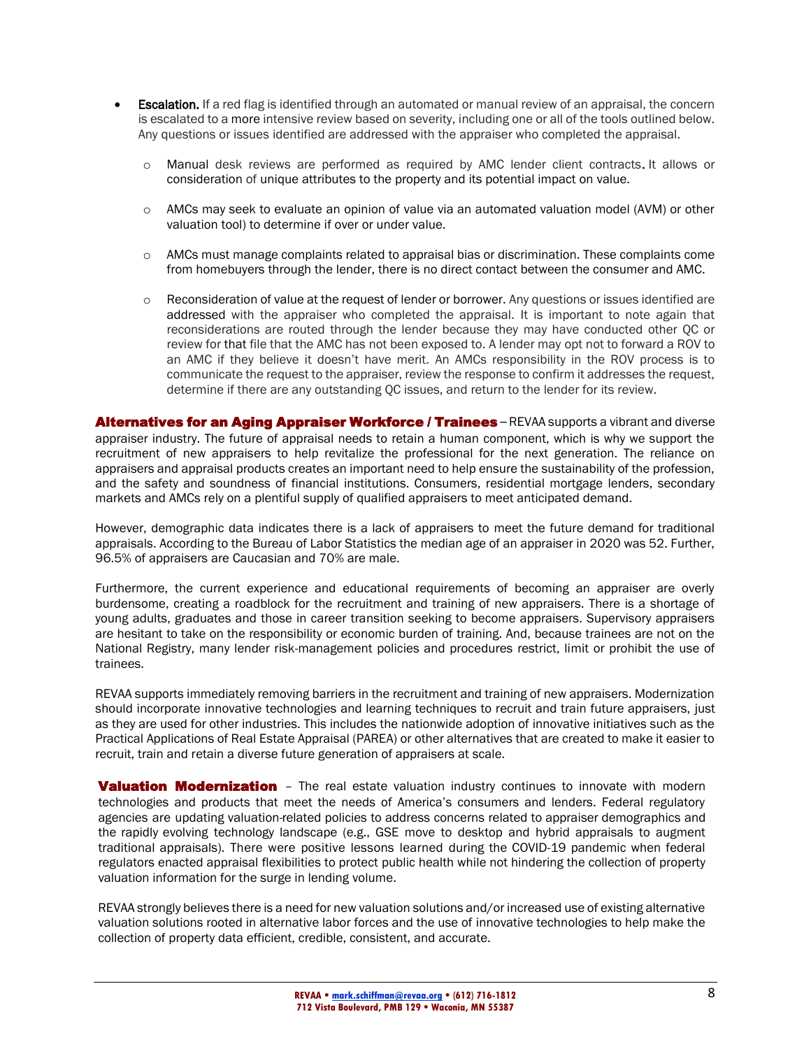- **Escalation.** If a red flag is identified through an automated or manual review of an appraisal, the concern is escalated to a more intensive review based on severity, including one or all of the tools outlined below. Any questions or issues identified are addressed with the appraiser who completed the appraisal.
  - Manual desk reviews are performed as required by AMC lender client contracts. It allows or consideration of unique attributes to the property and its potential impact on value.
  - AMCs may seek to evaluate an opinion of value via an automated valuation model (AVM) or other valuation tool) to determine if over or under value.
  - AMCs must manage complaints related to appraisal bias or discrimination. These complaints come from homebuyers through the lender, there is no direct contact between the consumer and AMC.
  - Reconsideration of value at the request of lender or borrower. Any questions or issues identified are addressed with the appraiser who completed the appraisal. It is important to note again that reconsiderations are routed through the lender because they may have conducted other QC or review for that file that the AMC has not been exposed to. A lender may opt not to forward a ROV to an AMC if they believe it doesn't have merit. An AMCs responsibility in the ROV process is to communicate the request to the appraiser, review the response to confirm it addresses the request, determine if there are any outstanding QC issues, and return to the lender for its review.

**Alternatives for an Aging Appraiser Workforce / Trainees** – REVAA supports a vibrant and diverse appraiser industry. The future of appraisal needs to retain a human component, which is why we support the recruitment of new appraisers to help revitalize the professional for the next generation. The reliance on appraisers and appraisal products creates an important need to help ensure the sustainability of the profession, and the safety and soundness of financial institutions. Consumers, residential mortgage lenders, secondary markets and AMCs rely on a plentiful supply of qualified appraisers to meet anticipated demand.

However, demographic data indicates there is a lack of appraisers to meet the future demand for traditional appraisals. According to the Bureau of Labor Statistics the median age of an appraiser in 2020 was 52. Further, 96.5% of appraisers are Caucasian and 70% are male.

Furthermore, the current experience and educational requirements of becoming an appraiser are overly burdensome, creating a roadblock for the recruitment and training of new appraisers. There is a shortage of young adults, graduates and those in career transition seeking to become appraisers. Supervisory appraisers are hesitant to take on the responsibility or economic burden of training. And, because trainees are not on the National Registry, many lender risk-management policies and procedures restrict, limit or prohibit the use of trainees.

REVAA supports immediately removing barriers in the recruitment and training of new appraisers. Modernization should incorporate innovative technologies and learning techniques to recruit and train future appraisers, just as they are used for other industries. This includes the nationwide adoption of innovative initiatives such as the Practical Applications of Real Estate Appraisal (PAREA) or other alternatives that are created to make it easier to recruit, train and retain a diverse future generation of appraisers at scale.

**Valuation Modernization** – The real estate valuation industry continues to innovate with modern technologies and products that meet the needs of America's consumers and lenders. Federal regulatory agencies are updating valuation-related policies to address concerns related to appraiser demographics and the rapidly evolving technology landscape (e.g., GSE move to desktop and hybrid appraisals to augment traditional appraisals). There were positive lessons learned during the COVID-19 pandemic when federal regulators enacted appraisal flexibilities to protect public health while not hindering the collection of property valuation information for the surge in lending volume.

REVAA strongly believes there is a need for new valuation solutions and/or increased use of existing alternative valuation solutions rooted in alternative labor forces and the use of innovative technologies to help make the collection of property data efficient, credible, consistent, and accurate.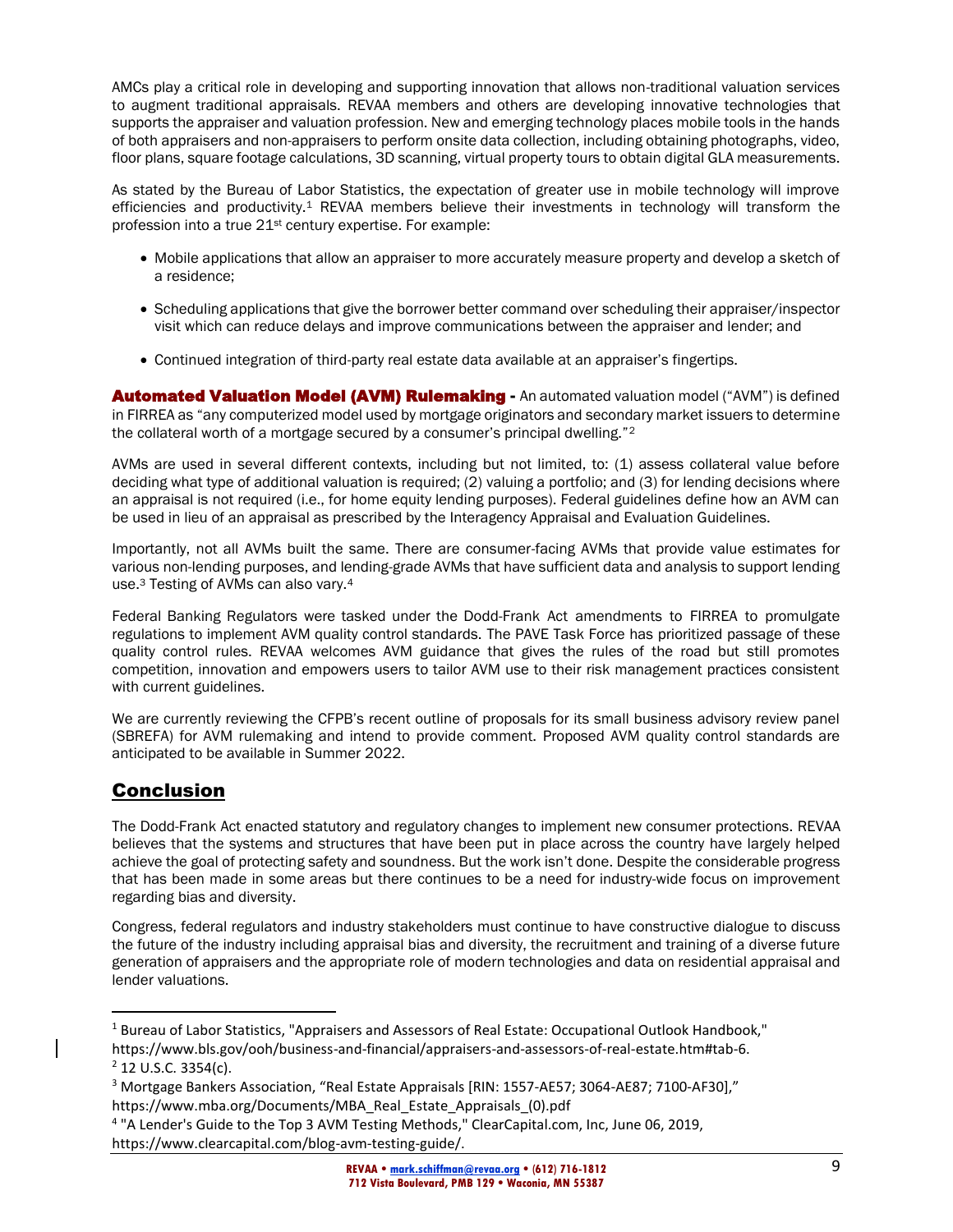AMCs play a critical role in developing and supporting innovation that allows non-traditional valuation services to augment traditional appraisals. REVAA members and others are developing innovative technologies that supports the appraiser and valuation profession. New and emerging technology places mobile tools in the hands of both appraisers and non-appraisers to perform onsite data collection, including obtaining photographs, video, floor plans, square footage calculations, 3D scanning, virtual property tours to obtain digital GLA measurements.

As stated by the Bureau of Labor Statistics, the expectation of greater use in mobile technology will improve efficiencies and productivity.[1] REVAA members believe their investments in technology will transform the profession into a true 21st century expertise. For example:

- Mobile applications that allow an appraiser to more accurately measure property and develop a sketch of a residence;
- Scheduling applications that give the borrower better command over scheduling their appraiser/inspector visit which can reduce delays and improve communications between the appraiser and lender; and
- Continued integration of third-party real estate data available at an appraiser's fingertips.

**Automated Valuation Model (AVM) Rulemaking -** An automated valuation model ("AVM") is defined in FIRREA as "any computerized model used by mortgage originators and secondary market issuers to determine the collateral worth of a mortgage secured by a consumer's principal dwelling."[2]

AVMs are used in several different contexts, including but not limited, to: (1) assess collateral value before deciding what type of additional valuation is required; (2) valuing a portfolio; and (3) for lending decisions where an appraisal is not required (i.e., for home equity lending purposes). Federal guidelines define how an AVM can be used in lieu of an appraisal as prescribed by the Interagency Appraisal and Evaluation Guidelines.

Importantly, not all AVMs built the same. There are consumer-facing AVMs that provide value estimates for various non-lending purposes, and lending-grade AVMs that have sufficient data and analysis to support lending use.[3] Testing of AVMs can also vary.[4]

Federal Banking Regulators were tasked under the Dodd-Frank Act amendments to FIRREA to promulgate regulations to implement AVM quality control standards. The PAVE Task Force has prioritized passage of these quality control rules. REVAA welcomes AVM guidance that gives the rules of the road but still promotes competition, innovation and empowers users to tailor AVM use to their risk management practices consistent with current guidelines.

We are currently reviewing the CFPB's recent outline of proposals for its small business advisory review panel (SBREFA) for AVM rulemaking and intend to provide comment. Proposed AVM quality control standards are anticipated to be available in Summer 2022.

## Conclusion

The Dodd-Frank Act enacted statutory and regulatory changes to implement new consumer protections. REVAA believes that the systems and structures that have been put in place across the country have largely helped achieve the goal of protecting safety and soundness. But the work isn't done. Despite the considerable progress that has been made in some areas but there continues to be a need for industry-wide focus on improvement regarding bias and diversity.

Congress, federal regulators and industry stakeholders must continue to have constructive dialogue to discuss the future of the industry including appraisal bias and diversity, the recruitment and training of a diverse future generation of appraisers and the appropriate role of modern technologies and data on residential appraisal and lender valuations.

---

[1] Bureau of Labor Statistics, "Appraisers and Assessors of Real Estate: Occupational Outlook Handbook," https://www.bls.gov/ooh/business-and-financial/appraisers-and-assessors-of-real-estate.htm#tab-6.

[2] 12 U.S.C. 3354(c).

[3] Mortgage Bankers Association, "Real Estate Appraisals [RIN: 1557-AE57; 3064-AE87; 7100-AF30]," https://www.mba.org/Documents/MBA_Real_Estate_Appraisals_(0).pdf

[4] "A Lender's Guide to the Top 3 AVM Testing Methods," ClearCapital.com, Inc, June 06, 2019, https://www.clearcapital.com/blog-avm-testing-guide/.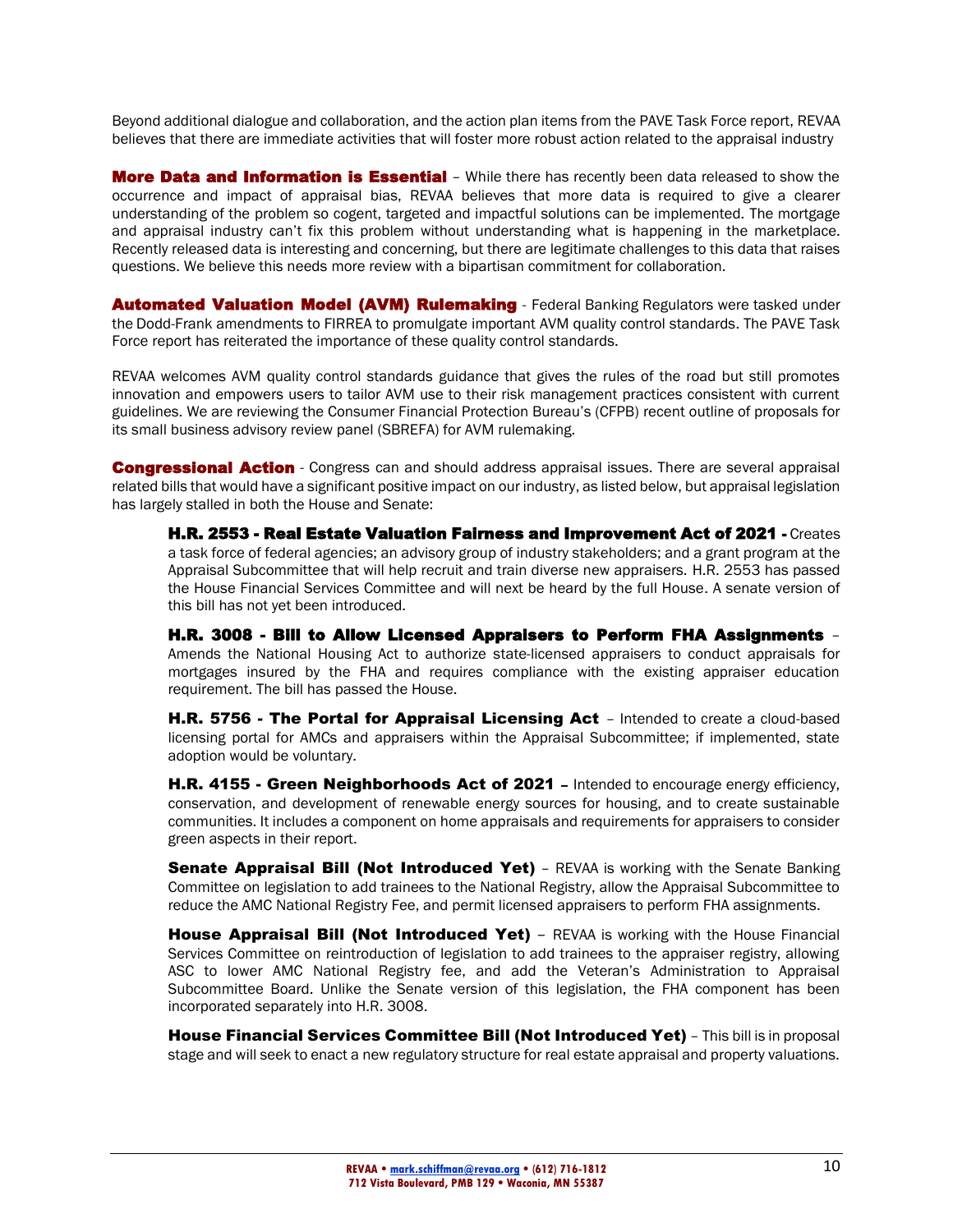Beyond additional dialogue and collaboration, and the action plan items from the PAVE Task Force report, REVAA believes that there are immediate activities that will foster more robust action related to the appraisal industry

**More Data and Information is Essential** – While there has recently been data released to show the occurrence and impact of appraisal bias, REVAA believes that more data is required to give a clearer understanding of the problem so cogent, targeted and impactful solutions can be implemented. The mortgage and appraisal industry can't fix this problem without understanding what is happening in the marketplace. Recently released data is interesting and concerning, but there are legitimate challenges to this data that raises questions. We believe this needs more review with a bipartisan commitment for collaboration.

**Automated Valuation Model (AVM) Rulemaking** - Federal Banking Regulators were tasked under the Dodd-Frank amendments to FIRREA to promulgate important AVM quality control standards. The PAVE Task Force report has reiterated the importance of these quality control standards.

REVAA welcomes AVM quality control standards guidance that gives the rules of the road but still promotes innovation and empowers users to tailor AVM use to their risk management practices consistent with current guidelines. We are reviewing the Consumer Financial Protection Bureau's (CFPB) recent outline of proposals for its small business advisory review panel (SBREFA) for AVM rulemaking.

**Congressional Action** - Congress can and should address appraisal issues. There are several appraisal related bills that would have a significant positive impact on our industry, as listed below, but appraisal legislation has largely stalled in both the House and Senate:

> **H.R. 2553 - Real Estate Valuation Fairness and Improvement Act of 2021 -** Creates a task force of federal agencies; an advisory group of industry stakeholders; and a grant program at the Appraisal Subcommittee that will help recruit and train diverse new appraisers. H.R. 2553 has passed the House Financial Services Committee and will next be heard by the full House. A senate version of this bill has not yet been introduced.
>
> **H.R. 3008 - Bill to Allow Licensed Appraisers to Perform FHA Assignments** – Amends the National Housing Act to authorize state-licensed appraisers to conduct appraisals for mortgages insured by the FHA and requires compliance with the existing appraiser education requirement. The bill has passed the House.
>
> **H.R. 5756 - The Portal for Appraisal Licensing Act** – Intended to create a cloud-based licensing portal for AMCs and appraisers within the Appraisal Subcommittee; if implemented, state adoption would be voluntary.
>
> **H.R. 4155 - Green Neighborhoods Act of 2021** – Intended to encourage energy efficiency, conservation, and development of renewable energy sources for housing, and to create sustainable communities. It includes a component on home appraisals and requirements for appraisers to consider green aspects in their report.
>
> **Senate Appraisal Bill (Not Introduced Yet)** – REVAA is working with the Senate Banking Committee on legislation to add trainees to the National Registry, allow the Appraisal Subcommittee to reduce the AMC National Registry Fee, and permit licensed appraisers to perform FHA assignments.
>
> **House Appraisal Bill (Not Introduced Yet)** – REVAA is working with the House Financial Services Committee on reintroduction of legislation to add trainees to the appraiser registry, allowing ASC to lower AMC National Registry fee, and add the Veteran's Administration to Appraisal Subcommittee Board. Unlike the Senate version of this legislation, the FHA component has been incorporated separately into H.R. 3008.
>
> **House Financial Services Committee Bill (Not Introduced Yet)** – This bill is in proposal stage and will seek to enact a new regulatory structure for real estate appraisal and property valuations.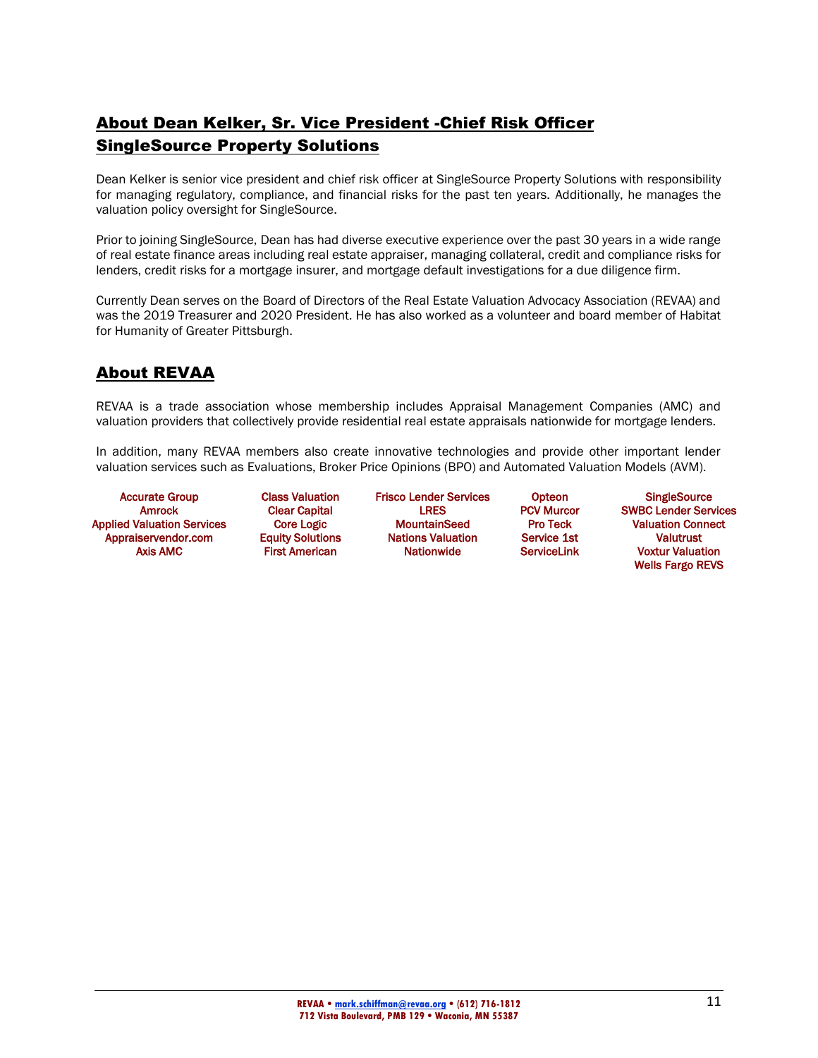## About Dean Kelker, Sr. Vice President -Chief Risk Officer SingleSource Property Solutions

Dean Kelker is senior vice president and chief risk officer at SingleSource Property Solutions with responsibility for managing regulatory, compliance, and financial risks for the past ten years. Additionally, he manages the valuation policy oversight for SingleSource.

Prior to joining SingleSource, Dean has had diverse executive experience over the past 30 years in a wide range of real estate finance areas including real estate appraiser, managing collateral, credit and compliance risks for lenders, credit risks for a mortgage insurer, and mortgage default investigations for a due diligence firm.

Currently Dean serves on the Board of Directors of the Real Estate Valuation Advocacy Association (REVAA) and was the 2019 Treasurer and 2020 President. He has also worked as a volunteer and board member of Habitat for Humanity of Greater Pittsburgh.

## About REVAA

REVAA is a trade association whose membership includes Appraisal Management Companies (AMC) and valuation providers that collectively provide residential real estate appraisals nationwide for mortgage lenders.

In addition, many REVAA members also create innovative technologies and provide other important lender valuation services such as Evaluations, Broker Price Opinions (BPO) and Automated Valuation Models (AVM).

| | | | | |
|---|---|---|---|---|
| Accurate Group | Class Valuation | Frisco Lender Services | Opteon | SingleSource |
| Amrock | Clear Capital | LRES | PCV Murcor | SWBC Lender Services |
| Applied Valuation Services | Core Logic | MountainSeed | Pro Teck | Valuation Connect |
| Appraiservendor.com | Equity Solutions | Nations Valuation | Service 1st | Valutrust |
| Axis AMC | First American | Nationwide | ServiceLink | Voxtur Valuation |
| | | | | Wells Fargo REVS |

REVAA • mark.schiffman@revaa.org • (612) 716-1812
712 Vista Boulevard, PMB 129 • Waconia, MN 55387